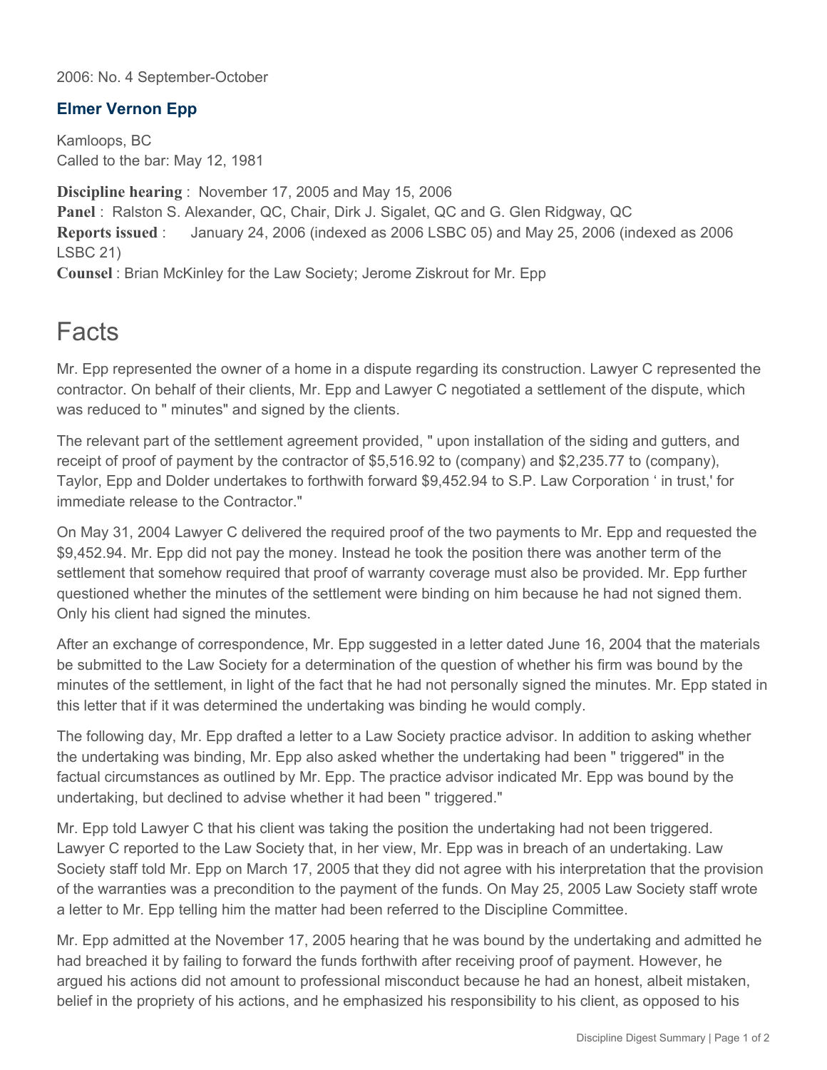2006: No. 4 September-October

### Elmer Vernon Epp

Kamloops, BC
Called to the bar: May 12, 1981

**Discipline hearing** : November 17, 2005 and May 15, 2006
**Panel** : Ralston S. Alexander, QC, Chair, Dirk J. Sigalet, QC and G. Glen Ridgway, QC
**Reports issued** : January 24, 2006 (indexed as 2006 LSBC 05) and May 25, 2006 (indexed as 2006 LSBC 21)
**Counsel** : Brian McKinley for the Law Society; Jerome Ziskrout for Mr. Epp

# Facts

Mr. Epp represented the owner of a home in a dispute regarding its construction. Lawyer C represented the contractor. On behalf of their clients, Mr. Epp and Lawyer C negotiated a settlement of the dispute, which was reduced to " minutes" and signed by the clients.

The relevant part of the settlement agreement provided, " upon installation of the siding and gutters, and receipt of proof of payment by the contractor of $5,516.92 to (company) and $2,235.77 to (company), Taylor, Epp and Dolder undertakes to forthwith forward $9,452.94 to S.P. Law Corporation ‘ in trust,' for immediate release to the Contractor."

On May 31, 2004 Lawyer C delivered the required proof of the two payments to Mr. Epp and requested the $9,452.94. Mr. Epp did not pay the money. Instead he took the position there was another term of the settlement that somehow required that proof of warranty coverage must also be provided. Mr. Epp further questioned whether the minutes of the settlement were binding on him because he had not signed them. Only his client had signed the minutes.

After an exchange of correspondence, Mr. Epp suggested in a letter dated June 16, 2004 that the materials be submitted to the Law Society for a determination of the question of whether his firm was bound by the minutes of the settlement, in light of the fact that he had not personally signed the minutes. Mr. Epp stated in this letter that if it was determined the undertaking was binding he would comply.

The following day, Mr. Epp drafted a letter to a Law Society practice advisor. In addition to asking whether the undertaking was binding, Mr. Epp also asked whether the undertaking had been " triggered" in the factual circumstances as outlined by Mr. Epp. The practice advisor indicated Mr. Epp was bound by the undertaking, but declined to advise whether it had been " triggered."

Mr. Epp told Lawyer C that his client was taking the position the undertaking had not been triggered. Lawyer C reported to the Law Society that, in her view, Mr. Epp was in breach of an undertaking. Law Society staff told Mr. Epp on March 17, 2005 that they did not agree with his interpretation that the provision of the warranties was a precondition to the payment of the funds. On May 25, 2005 Law Society staff wrote a letter to Mr. Epp telling him the matter had been referred to the Discipline Committee.

Mr. Epp admitted at the November 17, 2005 hearing that he was bound by the undertaking and admitted he had breached it by failing to forward the funds forthwith after receiving proof of payment. However, he argued his actions did not amount to professional misconduct because he had an honest, albeit mistaken, belief in the propriety of his actions, and he emphasized his responsibility to his client, as opposed to his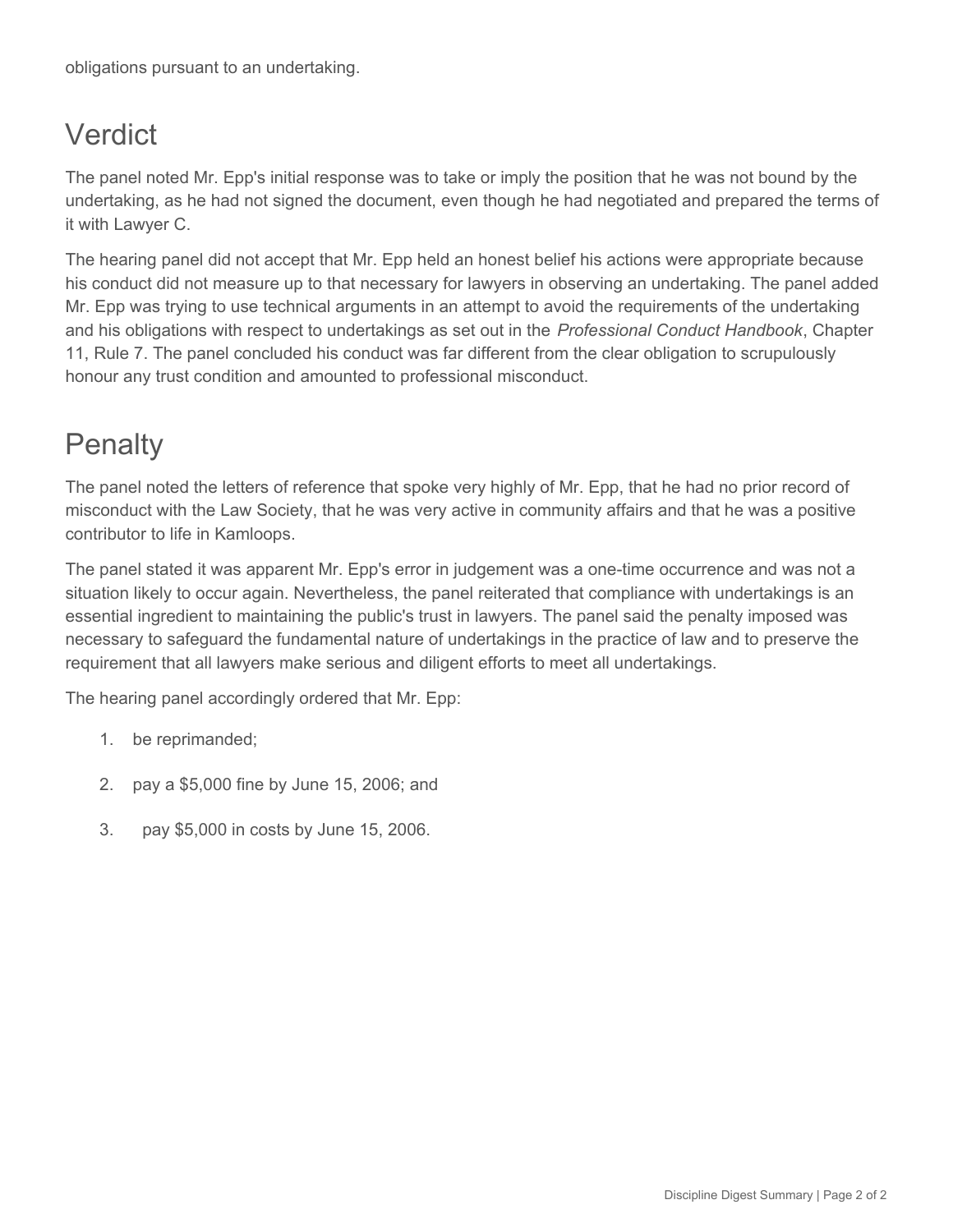obligations pursuant to an undertaking.

## Verdict

The panel noted Mr. Epp's initial response was to take or imply the position that he was not bound by the undertaking, as he had not signed the document, even though he had negotiated and prepared the terms of it with Lawyer C.

The hearing panel did not accept that Mr. Epp held an honest belief his actions were appropriate because his conduct did not measure up to that necessary for lawyers in observing an undertaking. The panel added Mr. Epp was trying to use technical arguments in an attempt to avoid the requirements of the undertaking and his obligations with respect to undertakings as set out in the *Professional Conduct Handbook*, Chapter 11, Rule 7. The panel concluded his conduct was far different from the clear obligation to scrupulously honour any trust condition and amounted to professional misconduct.

## Penalty

The panel noted the letters of reference that spoke very highly of Mr. Epp, that he had no prior record of misconduct with the Law Society, that he was very active in community affairs and that he was a positive contributor to life in Kamloops.

The panel stated it was apparent Mr. Epp's error in judgement was a one-time occurrence and was not a situation likely to occur again. Nevertheless, the panel reiterated that compliance with undertakings is an essential ingredient to maintaining the public's trust in lawyers. The panel said the penalty imposed was necessary to safeguard the fundamental nature of undertakings in the practice of law and to preserve the requirement that all lawyers make serious and diligent efforts to meet all undertakings.

The hearing panel accordingly ordered that Mr. Epp:

1. be reprimanded;
2. pay a $5,000 fine by June 15, 2006; and
3. pay $5,000 in costs by June 15, 2006.